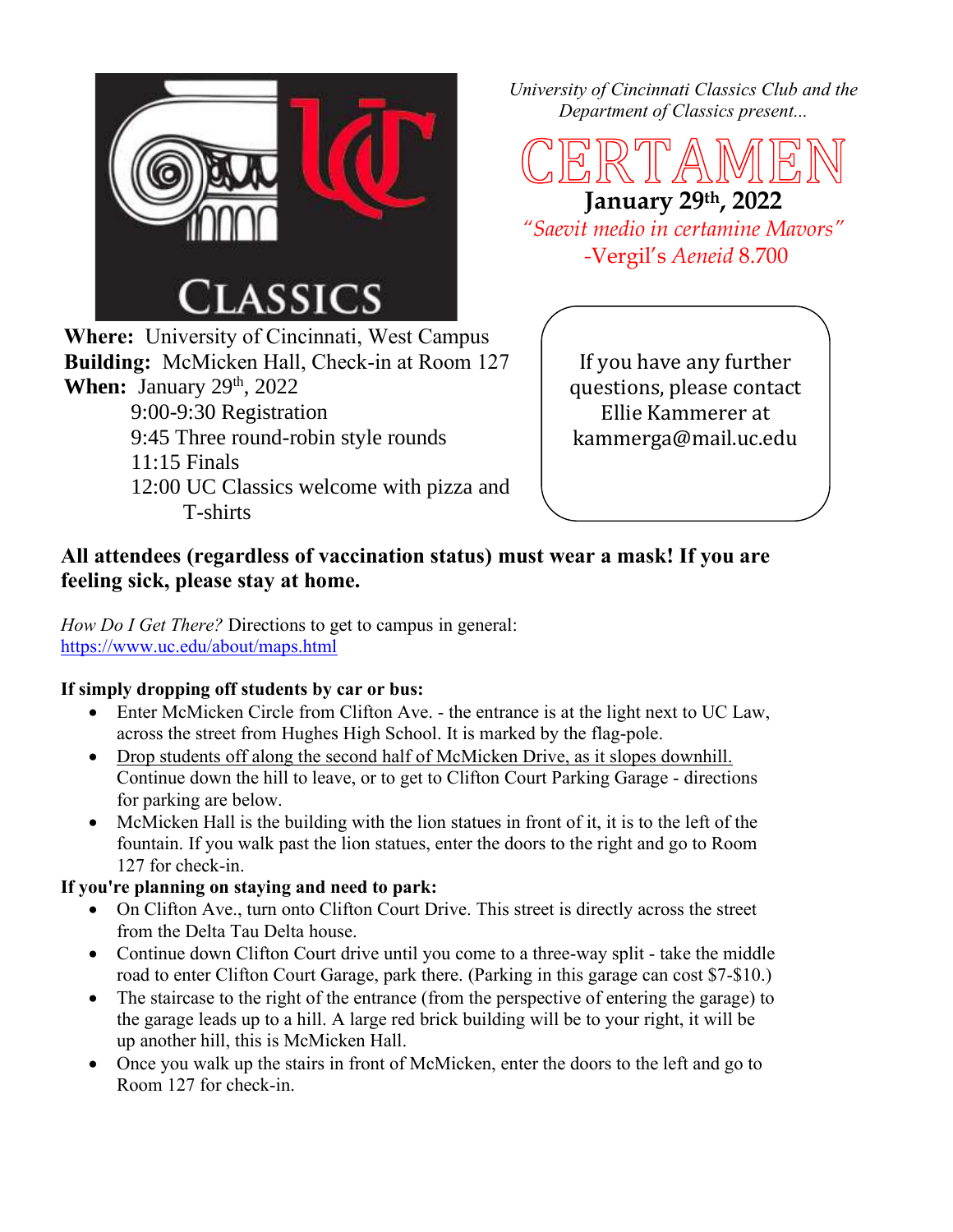*University of Cincinnati Classics Club and the Department of Classics present...*

# CERTAMEN

**January 29th, 2022**

*"Saevit medio in certamine Mavors"*
-Vergil's *Aeneid* 8.700

**Where:** University of Cincinnati, West Campus
**Building:** McMicken Hall, Check-in at Room 127
**When:** January 29th, 2022
9:00-9:30 Registration
9:45 Three round-robin style rounds
11:15 Finals
12:00 UC Classics welcome with pizza and T-shirts

If you have any further questions, please contact Ellie Kammerer at kammerga@mail.uc.edu

**All attendees (regardless of vaccination status) must wear a mask! If you are feeling sick, please stay at home.**

*How Do I Get There?* Directions to get to campus in general: https://www.uc.edu/about/maps.html

**If simply dropping off students by car or bus:**

- Enter McMicken Circle from Clifton Ave. - the entrance is at the light next to UC Law, across the street from Hughes High School. It is marked by the flag-pole.
- Drop students off along the second half of McMicken Drive, as it slopes downhill. Continue down the hill to leave, or to get to Clifton Court Parking Garage - directions for parking are below.
- McMicken Hall is the building with the lion statues in front of it, it is to the left of the fountain. If you walk past the lion statues, enter the doors to the right and go to Room 127 for check-in.

**If you're planning on staying and need to park:**

- On Clifton Ave., turn onto Clifton Court Drive. This street is directly across the street from the Delta Tau Delta house.
- Continue down Clifton Court drive until you come to a three-way split - take the middle road to enter Clifton Court Garage, park there. (Parking in this garage can cost $7-$10.)
- The staircase to the right of the entrance (from the perspective of entering the garage) to the garage leads up to a hill. A large red brick building will be to your right, it will be up another hill, this is McMicken Hall.
- Once you walk up the stairs in front of McMicken, enter the doors to the left and go to Room 127 for check-in.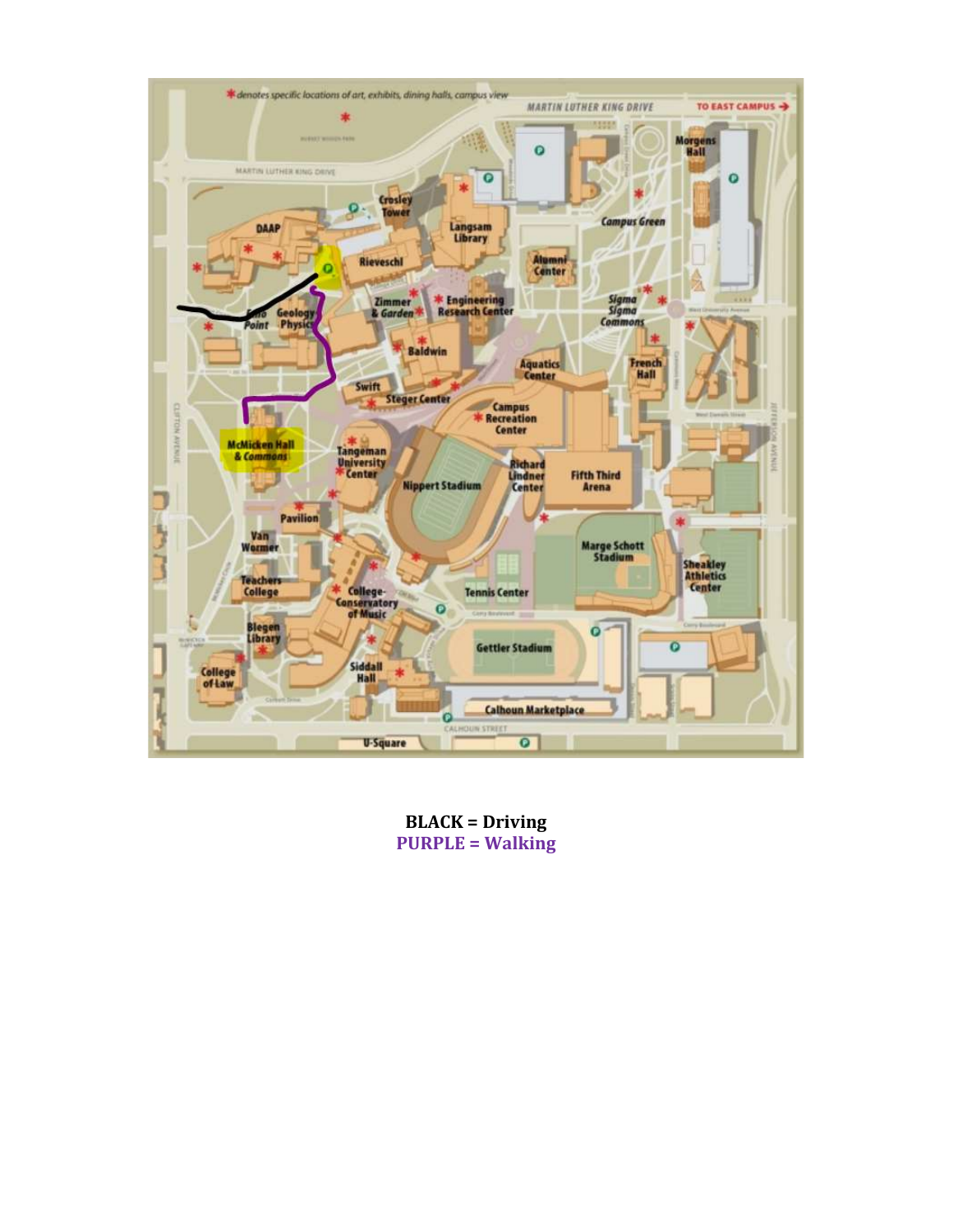**BLACK = Driving**
**PURPLE = Walking**